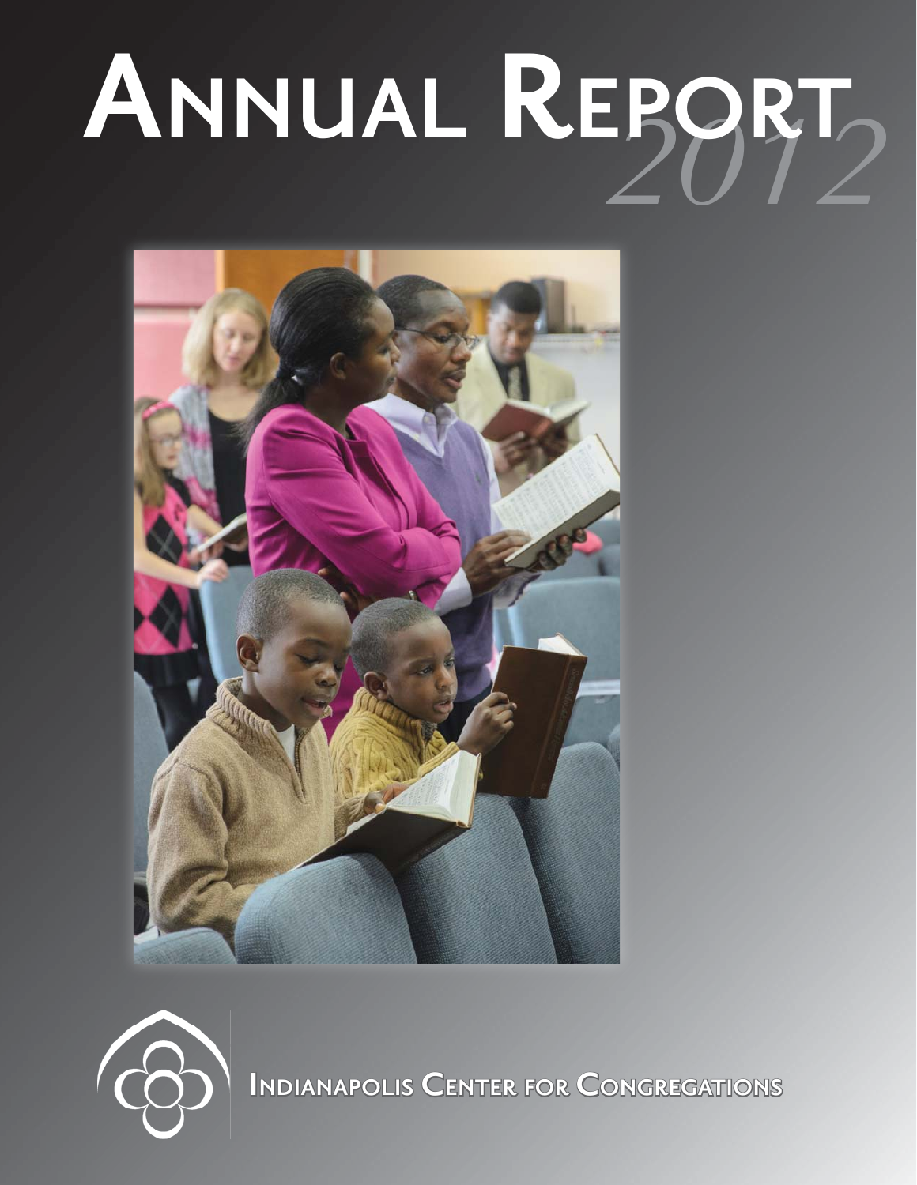# Annual Report 2012

Indianapolis Center for Congregations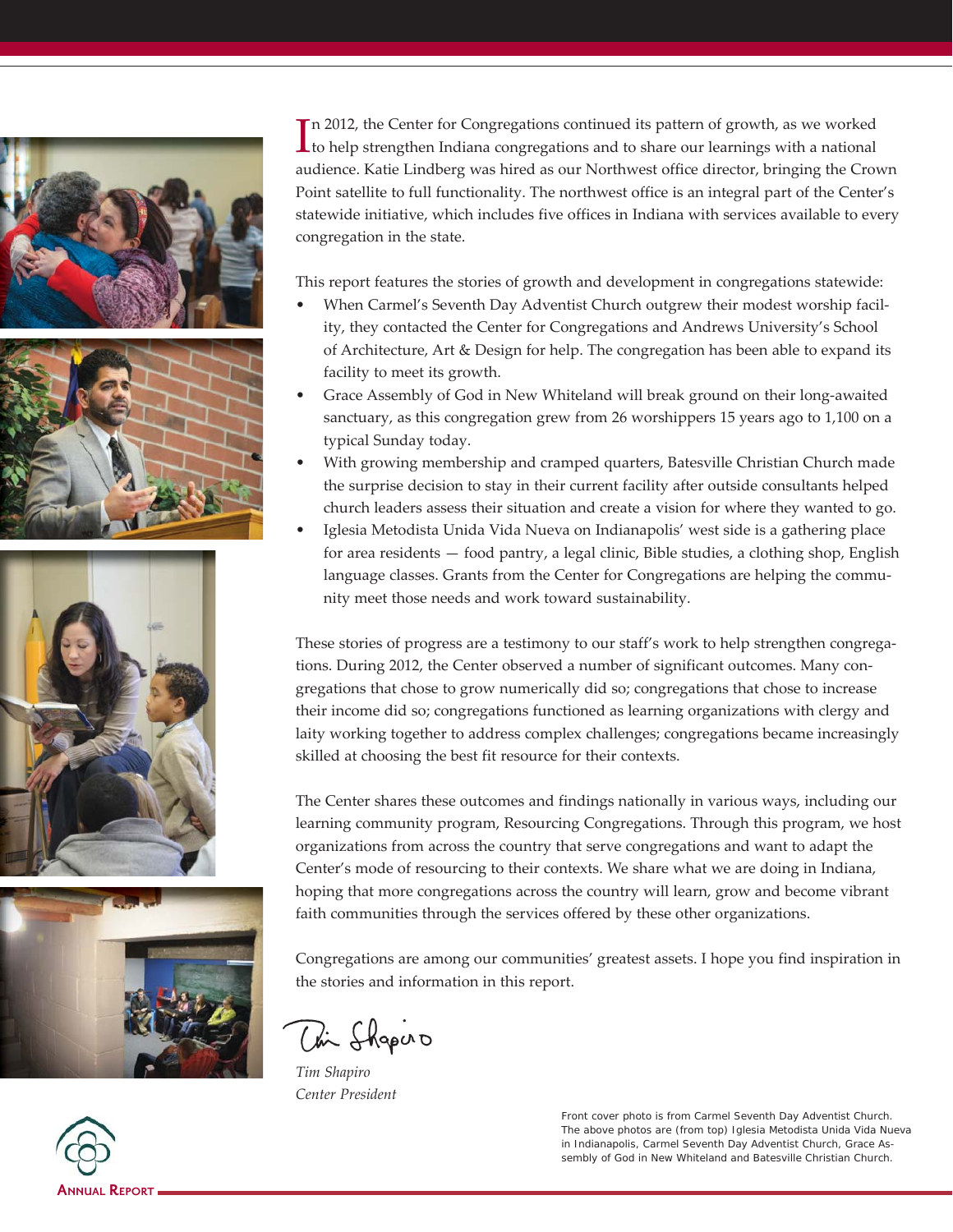In 2012, the Center for Congregations continued its pattern of growth, as we worked to help strengthen Indiana congregations and to share our learnings with a national audience. Katie Lindberg was hired as our Northwest office director, bringing the Crown Point satellite to full functionality. The northwest office is an integral part of the Center's statewide initiative, which includes five offices in Indiana with services available to every congregation in the state.

This report features the stories of growth and development in congregations statewide:

- When Carmel's Seventh Day Adventist Church outgrew their modest worship facility, they contacted the Center for Congregations and Andrews University's School of Architecture, Art & Design for help. The congregation has been able to expand its facility to meet its growth.
- Grace Assembly of God in New Whiteland will break ground on their long-awaited sanctuary, as this congregation grew from 26 worshippers 15 years ago to 1,100 on a typical Sunday today.
- With growing membership and cramped quarters, Batesville Christian Church made the surprise decision to stay in their current facility after outside consultants helped church leaders assess their situation and create a vision for where they wanted to go.
- Iglesia Metodista Unida Vida Nueva on Indianapolis' west side is a gathering place for area residents — food pantry, a legal clinic, Bible studies, a clothing shop, English language classes. Grants from the Center for Congregations are helping the community meet those needs and work toward sustainability.

These stories of progress are a testimony to our staff's work to help strengthen congregations. During 2012, the Center observed a number of significant outcomes. Many congregations that chose to grow numerically did so; congregations that chose to increase their income did so; congregations functioned as learning organizations with clergy and laity working together to address complex challenges; congregations became increasingly skilled at choosing the best fit resource for their contexts.

The Center shares these outcomes and findings nationally in various ways, including our learning community program, Resourcing Congregations. Through this program, we host organizations from across the country that serve congregations and want to adapt the Center's mode of resourcing to their contexts. We share what we are doing in Indiana, hoping that more congregations across the country will learn, grow and become vibrant faith communities through the services offered by these other organizations.

Congregations are among our communities' greatest assets. I hope you find inspiration in the stories and information in this report.

*Tim Shapiro*
*Center President*

Front cover photo is from Carmel Seventh Day Adventist Church. The above photos are (from top) Iglesia Metodista Unida Vida Nueva in Indianapolis, Carmel Seventh Day Adventist Church, Grace Assembly of God in New Whiteland and Batesville Christian Church.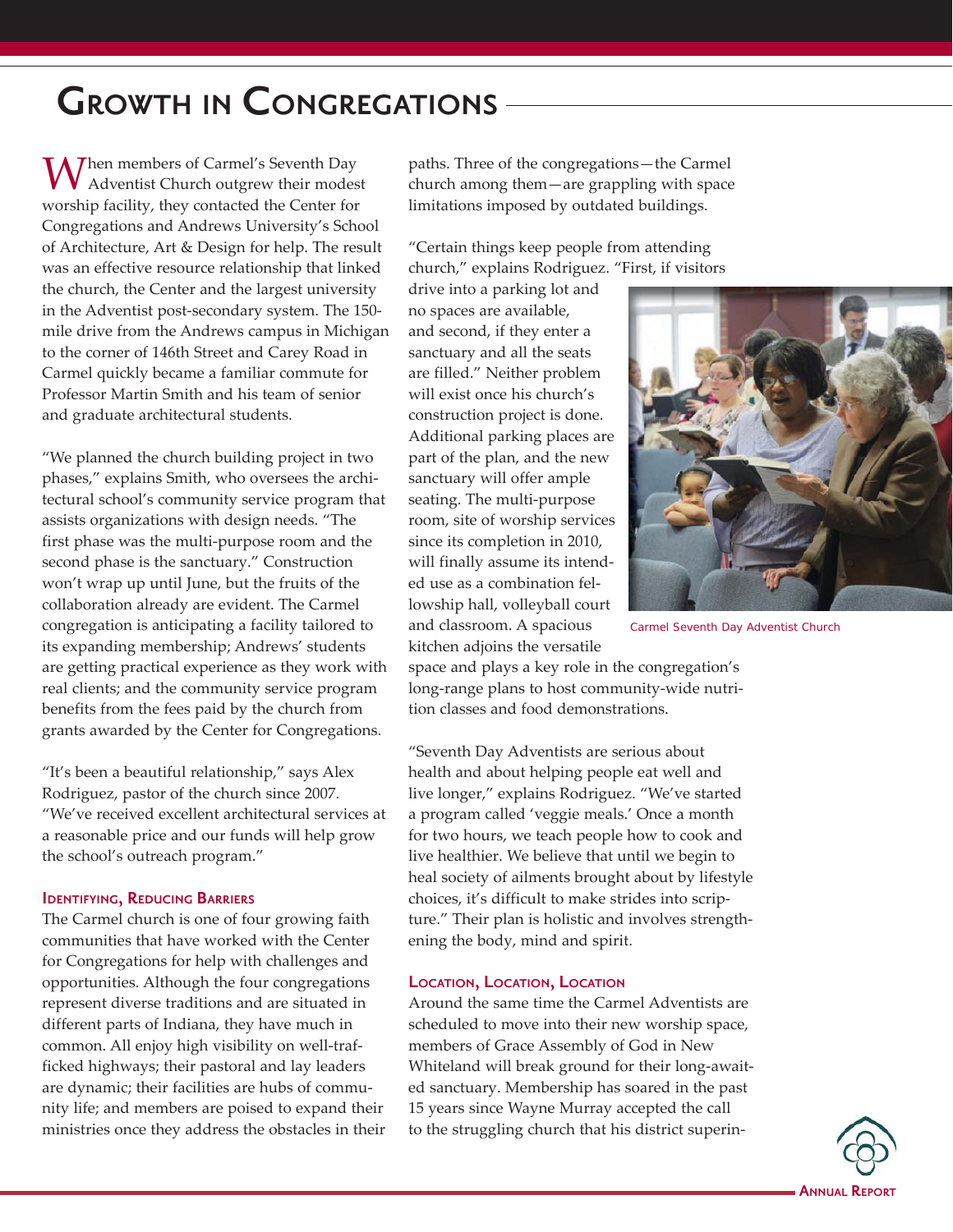# Growth in Congregations

When members of Carmel's Seventh Day Adventist Church outgrew their modest worship facility, they contacted the Center for Congregations and Andrews University's School of Architecture, Art & Design for help. The result was an effective resource relationship that linked the church, the Center and the largest university in the Adventist post-secondary system. The 150-mile drive from the Andrews campus in Michigan to the corner of 146th Street and Carey Road in Carmel quickly became a familiar commute for Professor Martin Smith and his team of senior and graduate architectural students.

"We planned the church building project in two phases," explains Smith, who oversees the architectural school's community service program that assists organizations with design needs. "The first phase was the multi-purpose room and the second phase is the sanctuary." Construction won't wrap up until June, but the fruits of the collaboration already are evident. The Carmel congregation is anticipating a facility tailored to its expanding membership; Andrews' students are getting practical experience as they work with real clients; and the community service program benefits from the fees paid by the church from grants awarded by the Center for Congregations.

"It's been a beautiful relationship," says Alex Rodriguez, pastor of the church since 2007. "We've received excellent architectural services at a reasonable price and our funds will help grow the school's outreach program."

### Identifying, Reducing Barriers

The Carmel church is one of four growing faith communities that have worked with the Center for Congregations for help with challenges and opportunities. Although the four congregations represent diverse traditions and are situated in different parts of Indiana, they have much in common. All enjoy high visibility on well-trafficked highways; their pastoral and lay leaders are dynamic; their facilities are hubs of community life; and members are poised to expand their ministries once they address the obstacles in their paths. Three of the congregations—the Carmel church among them—are grappling with space limitations imposed by outdated buildings.

"Certain things keep people from attending church," explains Rodriguez. "First, if visitors drive into a parking lot and no spaces are available, and second, if they enter a sanctuary and all the seats are filled." Neither problem will exist once his church's construction project is done. Additional parking places are part of the plan, and the new sanctuary will offer ample seating. The multi-purpose room, site of worship services since its completion in 2010, will finally assume its intended use as a combination fellowship hall, volleyball court and classroom. A spacious kitchen adjoins the versatile space and plays a key role in the congregation's long-range plans to host community-wide nutrition classes and food demonstrations.

Carmel Seventh Day Adventist Church

"Seventh Day Adventists are serious about health and about helping people eat well and live longer," explains Rodriguez. "We've started a program called 'veggie meals.' Once a month for two hours, we teach people how to cook and live healthier. We believe that until we begin to heal society of ailments brought about by lifestyle choices, it's difficult to make strides into scripture." Their plan is holistic and involves strengthening the body, mind and spirit.

### Location, Location, Location

Around the same time the Carmel Adventists are scheduled to move into their new worship space, members of Grace Assembly of God in New Whiteland will break ground for their long-awaited sanctuary. Membership has soared in the past 15 years since Wayne Murray accepted the call to the struggling church that his district superin-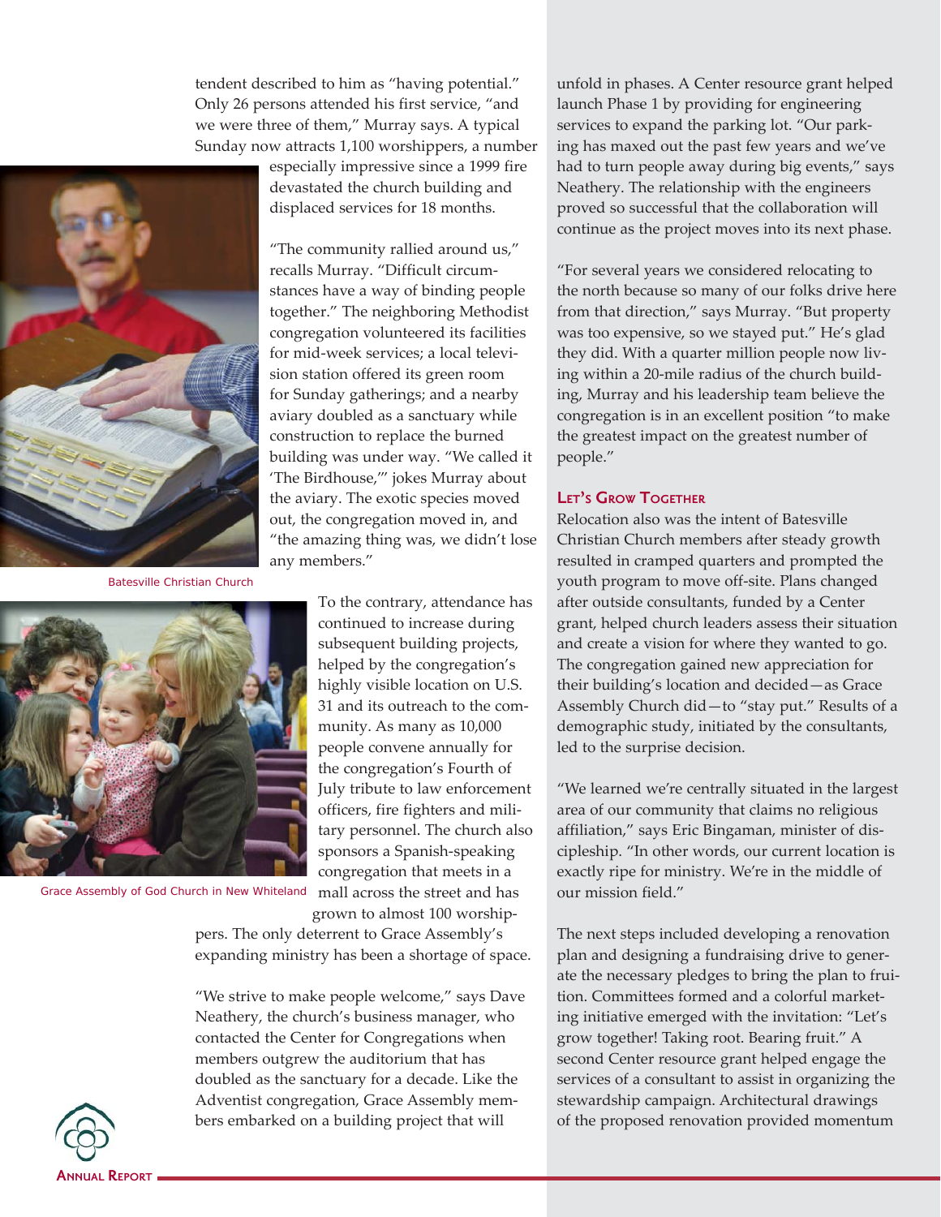tendent described to him as "having potential." Only 26 persons attended his first service, "and we were three of them," Murray says. A typical Sunday now attracts 1,100 worshippers, a number especially impressive since a 1999 fire devastated the church building and displaced services for 18 months.

"The community rallied around us," recalls Murray. "Difficult circumstances have a way of binding people together." The neighboring Methodist congregation volunteered its facilities for mid-week services; a local television station offered its green room for Sunday gatherings; and a nearby aviary doubled as a sanctuary while construction to replace the burned building was under way. "We called it 'The Birdhouse,'" jokes Murray about the aviary. The exotic species moved out, the congregation moved in, and "the amazing thing was, we didn't lose any members."

Batesville Christian Church

To the contrary, attendance has continued to increase during subsequent building projects, helped by the congregation's highly visible location on U.S. 31 and its outreach to the community. As many as 10,000 people convene annually for the congregation's Fourth of July tribute to law enforcement officers, fire fighters and military personnel. The church also sponsors a Spanish-speaking congregation that meets in a mall across the street and has grown to almost 100 worshippers. The only deterrent to Grace Assembly's expanding ministry has been a shortage of space.

Grace Assembly of God Church in New Whiteland

"We strive to make people welcome," says Dave Neathery, the church's business manager, who contacted the Center for Congregations when members outgrew the auditorium that has doubled as the sanctuary for a decade. Like the Adventist congregation, Grace Assembly members embarked on a building project that will unfold in phases. A Center resource grant helped launch Phase 1 by providing for engineering services to expand the parking lot. "Our parking has maxed out the past few years and we've had to turn people away during big events," says Neathery. The relationship with the engineers proved so successful that the collaboration will continue as the project moves into its next phase.

"For several years we considered relocating to the north because so many of our folks drive here from that direction," says Murray. "But property was too expensive, so we stayed put." He's glad they did. With a quarter million people now living within a 20-mile radius of the church building, Murray and his leadership team believe the congregation is in an excellent position "to make the greatest impact on the greatest number of people."

### Let's Grow Together

Relocation also was the intent of Batesville Christian Church members after steady growth resulted in cramped quarters and prompted the youth program to move off-site. Plans changed after outside consultants, funded by a Center grant, helped church leaders assess their situation and create a vision for where they wanted to go. The congregation gained new appreciation for their building's location and decided—as Grace Assembly Church did—to "stay put." Results of a demographic study, initiated by the consultants, led to the surprise decision.

"We learned we're centrally situated in the largest area of our community that claims no religious affiliation," says Eric Bingaman, minister of discipleship. "In other words, our current location is exactly ripe for ministry. We're in the middle of our mission field."

The next steps included developing a renovation plan and designing a fundraising drive to generate the necessary pledges to bring the plan to fruition. Committees formed and a colorful marketing initiative emerged with the invitation: "Let's grow together! Taking root. Bearing fruit." A second Center resource grant helped engage the services of a consultant to assist in organizing the stewardship campaign. Architectural drawings of the proposed renovation provided momentum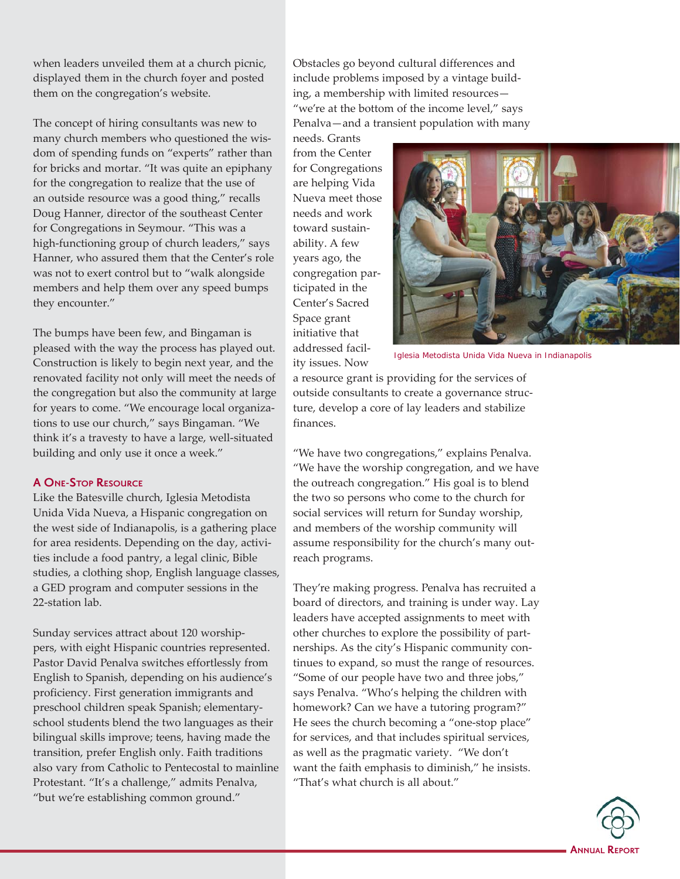when leaders unveiled them at a church picnic, displayed them in the church foyer and posted them on the congregation's website.

The concept of hiring consultants was new to many church members who questioned the wisdom of spending funds on "experts" rather than for bricks and mortar. "It was quite an epiphany for the congregation to realize that the use of an outside resource was a good thing," recalls Doug Hanner, director of the southeast Center for Congregations in Seymour. "This was a high-functioning group of church leaders," says Hanner, who assured them that the Center's role was not to exert control but to "walk alongside members and help them over any speed bumps they encounter."

The bumps have been few, and Bingaman is pleased with the way the process has played out. Construction is likely to begin next year, and the renovated facility not only will meet the needs of the congregation but also the community at large for years to come. "We encourage local organizations to use our church," says Bingaman. "We think it's a travesty to have a large, well-situated building and only use it once a week."

## A One-Stop Resource

Like the Batesville church, Iglesia Metodista Unida Vida Nueva, a Hispanic congregation on the west side of Indianapolis, is a gathering place for area residents. Depending on the day, activities include a food pantry, a legal clinic, Bible studies, a clothing shop, English language classes, a GED program and computer sessions in the 22-station lab.

Sunday services attract about 120 worshippers, with eight Hispanic countries represented. Pastor David Penalva switches effortlessly from English to Spanish, depending on his audience's proficiency. First generation immigrants and preschool children speak Spanish; elementary-school students blend the two languages as their bilingual skills improve; teens, having made the transition, prefer English only. Faith traditions also vary from Catholic to Pentecostal to mainline Protestant. "It's a challenge," admits Penalva, "but we're establishing common ground."

Obstacles go beyond cultural differences and include problems imposed by a vintage building, a membership with limited resources—"we're at the bottom of the income level," says Penalva—and a transient population with many needs. Grants from the Center for Congregations are helping Vida Nueva meet those needs and work toward sustainability. A few years ago, the congregation participated in the Center's Sacred Space grant initiative that addressed facility issues. Now a resource grant is providing for the services of outside consultants to create a governance structure, develop a core of lay leaders and stabilize finances.

Iglesia Metodista Unida Vida Nueva in Indianapolis

"We have two congregations," explains Penalva. "We have the worship congregation, and we have the outreach congregation." His goal is to blend the two so persons who come to the church for social services will return for Sunday worship, and members of the worship community will assume responsibility for the church's many outreach programs.

They're making progress. Penalva has recruited a board of directors, and training is under way. Lay leaders have accepted assignments to meet with other churches to explore the possibility of partnerships. As the city's Hispanic community continues to expand, so must the range of resources. "Some of our people have two and three jobs," says Penalva. "Who's helping the children with homework? Can we have a tutoring program?" He sees the church becoming a "one-stop place" for services, and that includes spiritual services, as well as the pragmatic variety. "We don't want the faith emphasis to diminish," he insists. "That's what church is all about."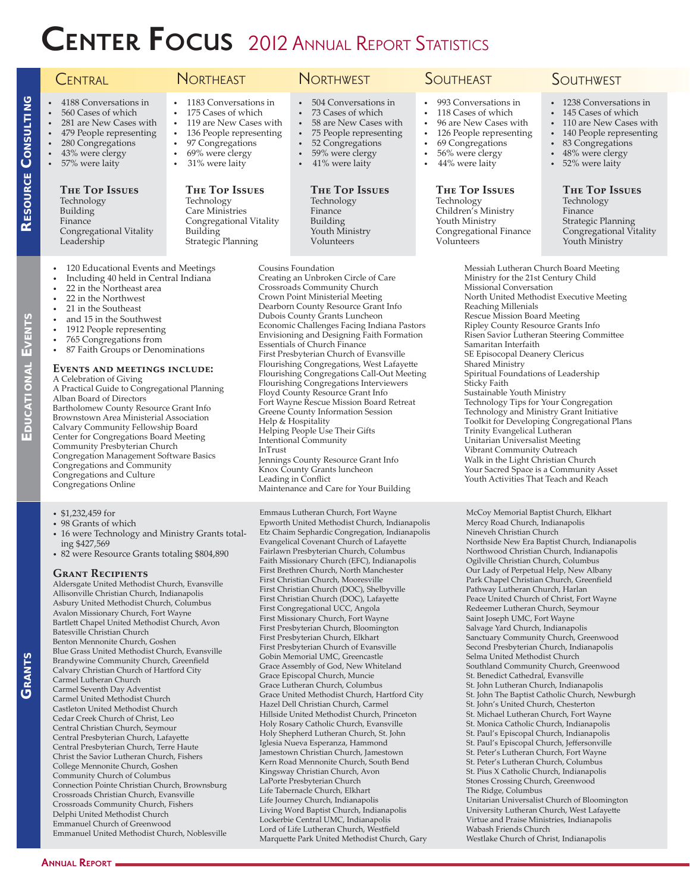# Center Focus 2012 Annual Report Statistics

## Resource Consulting

### Central

- 4188 Conversations in
- 560 Cases of which
- 281 are New Cases with
- 479 People representing
- 280 Congregations
- 43% were clergy
- 57% were laity

**The Top Issues**
Technology
Building
Finance
Congregational Vitality
Leadership

### Northeast

- 1183 Conversations in
- 175 Cases of which
- 119 are New Cases with
- 136 People representing
- 97 Congregations
- 69% were clergy
- 31% were laity

**The Top Issues**
Technology
Care Ministries
Congregational Vitality
Building
Strategic Planning

### Northwest

- 504 Conversations in
- 73 Cases of which
- 58 are New Cases with
- 75 People representing
- 52 Congregations
- 59% were clergy
- 41% were laity

**The Top Issues**
Technology
Finance
Building
Youth Ministry
Volunteers

### Southeast

- 993 Conversations in
- 118 Cases of which
- 96 are New Cases with
- 126 People representing
- 69 Congregations
- 56% were clergy
- 44% were laity

**The Top Issues**
Technology
Children's Ministry
Youth Ministry
Congregational Finance
Volunteers

### Southwest

- 1238 Conversations in
- 145 Cases of which
- 110 are New Cases with
- 140 People representing
- 83 Congregations
- 48% were clergy
- 52% were laity

**The Top Issues**
Technology
Finance
Strategic Planning
Congregational Vitality
Youth Ministry

## Educational Events

- 120 Educational Events and Meetings
- Including 40 held in Central Indiana
- 22 in the Northeast area
- 22 in the Northwest
- 21 in the Southeast
- and 15 in the Southwest
- 1912 People representing
- 765 Congregations from
- 87 Faith Groups or Denominations

### Events and meetings include:

A Celebration of Giving
A Practical Guide to Congregational Planning
Alban Board of Directors
Bartholomew County Resource Grant Info
Brownstown Area Ministerial Association
Calvary Community Fellowship Board
Center for Congregations Board Meeting
Community Presbyterian Church
Congregation Management Software Basics
Congregations and Community
Congregations and Culture
Congregations Online
Cousins Foundation
Creating an Unbroken Circle of Care
Crossroads Community Church
Crown Point Ministerial Meeting
Dearborn County Resource Grant Info
Dubois County Grants Luncheon
Economic Challenges Facing Indiana Pastors
Envisioning and Designing Faith Formation
Essentials of Church Finance
First Presbyterian Church of Evansville
Flourishing Congregations, West Lafayette
Flourishing Congregations Call-Out Meeting
Flourishing Congregations Interviewers
Floyd County Resource Grant Info
Fort Wayne Rescue Mission Board Retreat
Greene County Information Session
Help & Hospitality
Helping People Use Their Gifts
Intentional Community
InTrust
Jennings County Resource Grant Info
Knox County Grants luncheon
Leading in Conflict
Maintenance and Care for Your Building
Messiah Lutheran Church Board Meeting
Ministry for the 21st Century Child
Missional Conversation
North United Methodist Executive Meeting
Reaching Millenials
Rescue Mission Board Meeting
Ripley County Resource Grants Info
Risen Savior Lutheran Steering Committee
Samaritan Interfaith
SE Episcopal Deanery Clericus
Shared Ministry
Spiritual Foundations of Leadership
Sticky Faith
Sustainable Youth Ministry
Technology Tips for Your Congregation
Technology and Ministry Grant Initiative
Toolkit for Developing Congregational Plans
Trinity Evangelical Lutheran
Unitarian Universalist Meeting
Vibrant Community Outreach
Walk in the Light Christian Church
Your Sacred Space is a Community Asset
Youth Activities That Teach and Reach

## Grants

- $1,232,459 for
- 98 Grants of which
- 16 were Technology and Ministry Grants totaling $427,569
- 82 were Resource Grants totaling $804,890

### Grant Recipients

Aldersgate United Methodist Church, Evansville
Allisonville Christian Church, Indianapolis
Asbury United Methodist Church, Columbus
Avalon Missionary Church, Fort Wayne
Bartlett Chapel United Methodist Church, Avon
Batesville Christian Church
Benton Mennonite Church, Goshen
Blue Grass United Methodist Church, Evansville
Brandywine Community Church, Greenfield
Calvary Christian Church of Hartford City
Carmel Lutheran Church
Carmel Seventh Day Adventist
Carmel United Methodist Church
Castleton United Methodist Church
Cedar Creek Church of Christ, Leo
Central Christian Church, Seymour
Central Presbyterian Church, Lafayette
Central Presbyterian Church, Terre Haute
Christ the Savior Lutheran Church, Fishers
College Mennonite Church, Goshen
Community Church of Columbus
Connection Pointe Christian Church, Brownsburg
Crossroads Christian Church, Evansville
Crossroads Community Church, Fishers
Delphi United Methodist Church
Emmanuel Church of Greenwood
Emmanuel United Methodist Church, Noblesville
Emmaus Lutheran Church, Fort Wayne
Epworth United Methodist Church, Indianapolis
Etz Chaim Sephardic Congregation, Indianapolis
Evangelical Covenant Church of Lafayette
Fairlawn Presbyterian Church, Columbus
Faith Missionary Church (EFC), Indianapolis
First Brethren Church, North Manchester
First Christian Church, Mooresville
First Christian Church (DOC), Shelbyville
First Christian Church (DOC), Lafayette
First Congregational UCC, Angola
First Missionary Church, Fort Wayne
First Presbyterian Church, Bloomington
First Presbyterian Church, Elkhart
First Presbyterian Church of Evansville
Gobin Memorial UMC, Greencastle
Grace Assembly of God, New Whiteland
Grace Episcopal Church, Muncie
Grace Lutheran Church, Columbus
Grace United Methodist Church, Hartford City
Hazel Dell Christian Church, Carmel
Hillside United Methodist Church, Princeton
Holy Rosary Catholic Church, Evansville
Holy Shepherd Lutheran Church, St. John
Iglesia Nueva Esperanza, Hammond
Jamestown Christian Church, Jamestown
Kern Road Mennonite Church, South Bend
Kingsway Christian Church, Avon
LaPorte Presbyterian Church
Life Tabernacle Church, Elkhart
Life Journey Church, Indianapolis
Living Word Baptist Church, Indianapolis
Lockerbie Central UMC, Indianapolis
Lord of Life Lutheran Church, Westfield
Marquette Park United Methodist Church, Gary
McCoy Memorial Baptist Church, Elkhart
Mercy Road Church, Indianapolis
Nineveh Christian Church
Northside New Era Baptist Church, Indianapolis
Northwood Christian Church, Indianapolis
Ogilville Christian Church, Columbus
Our Lady of Perpetual Help, New Albany
Park Chapel Christian Church, Greenfield
Pathway Lutheran Church, Harlan
Peace United Church of Christ, Fort Wayne
Redeemer Lutheran Church, Seymour
Saint Joseph UMC, Fort Wayne
Salvage Yard Church, Indianapolis
Sanctuary Community Church, Greenwood
Second Presbyterian Church, Indianapolis
Selma United Methodist Church
Southland Community Church, Greenwood
St. Benedict Cathedral, Evansville
St. John Lutheran Church, Indianapolis
St. John The Baptist Catholic Church, Newburgh
St. John's United Church, Chesterton
St. Michael Lutheran Church, Fort Wayne
St. Monica Catholic Church, Indianapolis
St. Paul's Episcopal Church, Indianapolis
St. Paul's Episcopal Church, Jeffersonville
St. Peter's Lutheran Church, Fort Wayne
St. Peter's Lutheran Church, Columbus
St. Pius X Catholic Church, Indianapolis
Stones Crossing Church, Greenwood
The Ridge, Columbus
Unitarian Universalist Church of Bloomington
University Lutheran Church, West Lafayette
Virtue and Praise Ministries, Indianapolis
Wabash Friends Church
Westlake Church of Christ, Indianapolis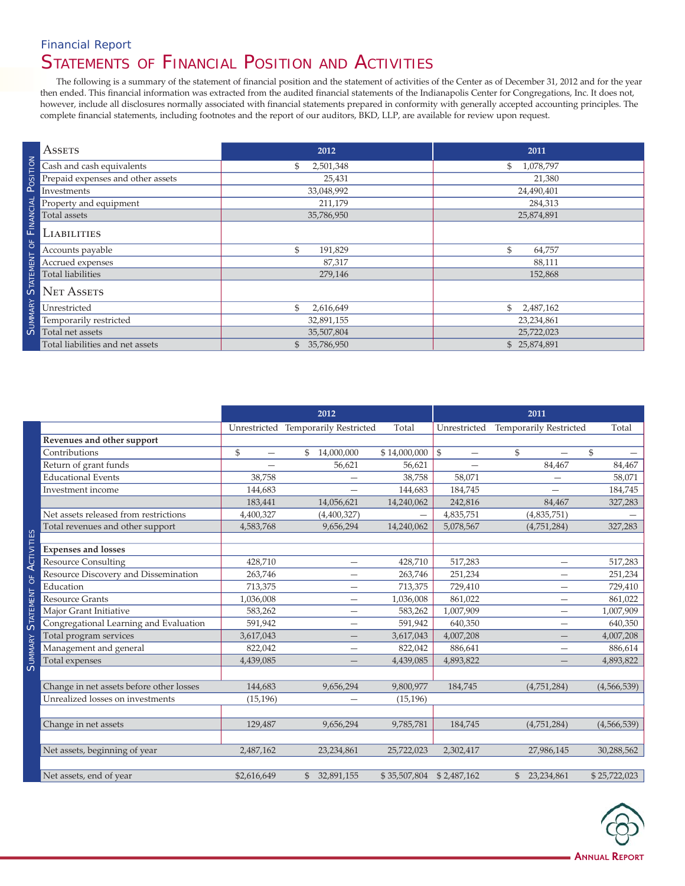Financial Report

# Statements of Financial Position and Activities

The following is a summary of the statement of financial position and the statement of activities of the Center as of December 31, 2012 and for the year then ended. This financial information was extracted from the audited financial statements of the Indianapolis Center for Congregations, Inc. It does not, however, include all disclosures normally associated with financial statements prepared in conformity with generally accepted accounting principles. The complete financial statements, including footnotes and the report of our auditors, BKD, LLP, are available for review upon request.

## Summary Statement of Financial Position

| Assets | 2012 | 2011 |
|---|---|---|
| Cash and cash equivalents | $ 2,501,348 | $ 1,078,797 |
| Prepaid expenses and other assets | 25,431 | 21,380 |
| Investments | 33,048,992 | 24,490,401 |
| Property and equipment | 211,179 | 284,313 |
| Total assets | 35,786,950 | 25,874,891 |
| **Liabilities** | | |
| Accounts payable | $ 191,829 | $ 64,757 |
| Accrued expenses | 87,317 | 88,111 |
| Total liabilities | 279,146 | 152,868 |
| **Net Assets** | | |
| Unrestricted | $ 2,616,649 | $ 2,487,162 |
| Temporarily restricted | 32,891,155 | 23,234,861 |
| Total net assets | 35,507,804 | 25,722,023 |
| Total liabilities and net assets | $ 35,786,950 | $ 25,874,891 |

## Summary Statement of Activities

| | 2012 | | | 2011 | | |
|---|---|---|---|---|---|---|
| | Unrestricted | Temporarily Restricted | Total | Unrestricted | Temporarily Restricted | Total |
| **Revenues and other support** | | | | | | |
| Contributions | $ — | $ 14,000,000 | $ 14,000,000 | $ — | $ — | $ — |
| Return of grant funds | — | 56,621 | 56,621 | — | 84,467 | 84,467 |
| Educational Events | 38,758 | — | 38,758 | 58,071 | — | 58,071 |
| Investment income | 144,683 | — | 144,683 | 184,745 | — | 184,745 |
| | 183,441 | 14,056,621 | 14,240,062 | 242,816 | 84,467 | 327,283 |
| Net assets released from restrictions | 4,400,327 | (4,400,327) | — | 4,835,751 | (4,835,751) | — |
| Total revenues and other support | 4,583,768 | 9,656,294 | 14,240,062 | 5,078,567 | (4,751,284) | 327,283 |
| **Expenses and losses** | | | | | | |
| Resource Consulting | 428,710 | — | 428,710 | 517,283 | — | 517,283 |
| Resource Discovery and Dissemination | 263,746 | — | 263,746 | 251,234 | — | 251,234 |
| Education | 713,375 | — | 713,375 | 729,410 | — | 729,410 |
| Resource Grants | 1,036,008 | — | 1,036,008 | 861,022 | — | 861,022 |
| Major Grant Initiative | 583,262 | — | 583,262 | 1,007,909 | — | 1,007,909 |
| Congregational Learning and Evaluation | 591,942 | — | 591,942 | 640,350 | — | 640,350 |
| Total program services | 3,617,043 | — | 3,617,043 | 4,007,208 | — | 4,007,208 |
| Management and general | 822,042 | — | 822,042 | 886,641 | — | 886,614 |
| Total expenses | 4,439,085 | — | 4,439,085 | 4,893,822 | — | 4,893,822 |
| Change in net assets before other losses | 144,683 | 9,656,294 | 9,800,977 | 184,745 | (4,751,284) | (4,566,539) |
| Unrealized losses on investments | (15,196) | — | (15,196) | | | |
| Change in net assets | 129,487 | 9,656,294 | 9,785,781 | 184,745 | (4,751,284) | (4,566,539) |
| Net assets, beginning of year | 2,487,162 | 23,234,861 | 25,722,023 | 2,302,417 | 27,986,145 | 30,288,562 |
| Net assets, end of year | $2,616,649 | $ 32,891,155 | $ 35,507,804 | $ 2,487,162 | $ 23,234,861 | $ 25,722,023 |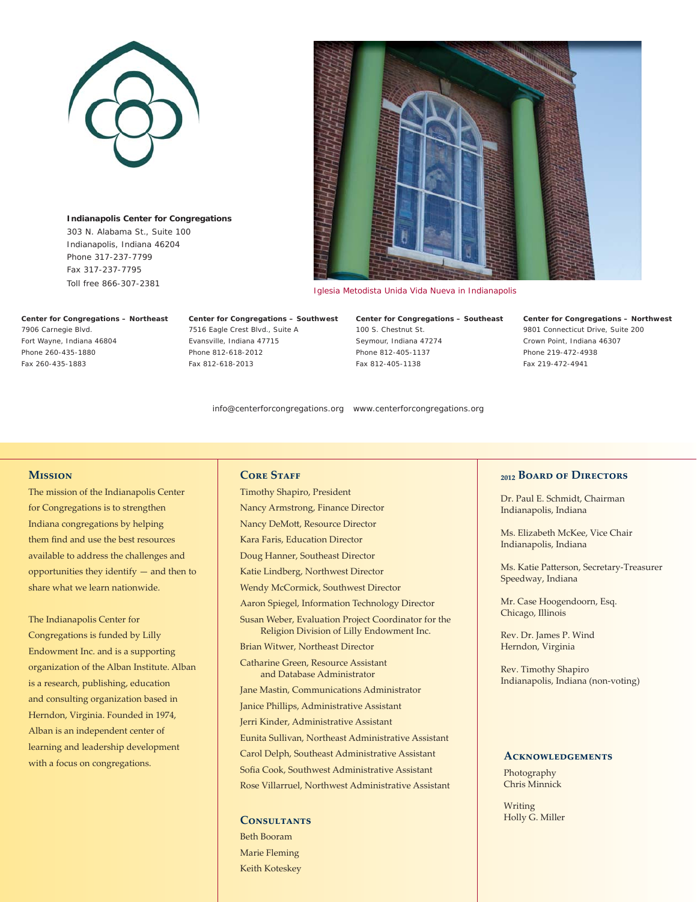**Indianapolis Center for Congregations**
303 N. Alabama St., Suite 100
Indianapolis, Indiana 46204
Phone 317-237-7799
Fax 317-237-7795
Toll free 866-307-2381

Iglesia Metodista Unida Vida Nueva in Indianapolis

**Center for Congregations – Northeast**
7906 Carnegie Blvd.
Fort Wayne, Indiana 46804
Phone 260-435-1880
Fax 260-435-1883

**Center for Congregations – Southwest**
7516 Eagle Crest Blvd., Suite A
Evansville, Indiana 47715
Phone 812-618-2012
Fax 812-618-2013

**Center for Congregations – Southeast**
100 S. Chestnut St.
Seymour, Indiana 47274
Phone 812-405-1137
Fax 812-405-1138

**Center for Congregations – Northwest**
9801 Connecticut Drive, Suite 200
Crown Point, Indiana 46307
Phone 219-472-4938
Fax 219-472-4941

info@centerforcongregations.org www.centerforcongregations.org

## Mission

The mission of the Indianapolis Center for Congregations is to strengthen Indiana congregations by helping them find and use the best resources available to address the challenges and opportunities they identify — and then to share what we learn nationwide.

The Indianapolis Center for Congregations is funded by Lilly Endowment Inc. and is a supporting organization of the Alban Institute. Alban is a research, publishing, education and consulting organization based in Herndon, Virginia. Founded in 1974, Alban is an independent center of learning and leadership development with a focus on congregations.

## Core Staff

Timothy Shapiro, President
Nancy Armstrong, Finance Director
Nancy DeMott, Resource Director
Kara Faris, Education Director
Doug Hanner, Southeast Director
Katie Lindberg, Northwest Director
Wendy McCormick, Southwest Director
Aaron Spiegel, Information Technology Director
Susan Weber, Evaluation Project Coordinator for the Religion Division of Lilly Endowment Inc.
Brian Witwer, Northeast Director
Catharine Green, Resource Assistant and Database Administrator
Jane Mastin, Communications Administrator
Janice Phillips, Administrative Assistant
Jerri Kinder, Administrative Assistant
Eunita Sullivan, Northeast Administrative Assistant
Carol Delph, Southeast Administrative Assistant
Sofia Cook, Southwest Administrative Assistant
Rose Villarruel, Northwest Administrative Assistant

## Consultants

Beth Booram
Marie Fleming
Keith Koteskey

## 2012 Board of Directors

Dr. Paul E. Schmidt, Chairman
Indianapolis, Indiana

Ms. Elizabeth McKee, Vice Chair
Indianapolis, Indiana

Ms. Katie Patterson, Secretary-Treasurer
Speedway, Indiana

Mr. Case Hoogendoorn, Esq.
Chicago, Illinois

Rev. Dr. James P. Wind
Herndon, Virginia

Rev. Timothy Shapiro
Indianapolis, Indiana (non-voting)

## Acknowledgements

Photography
Chris Minnick

Writing
Holly G. Miller